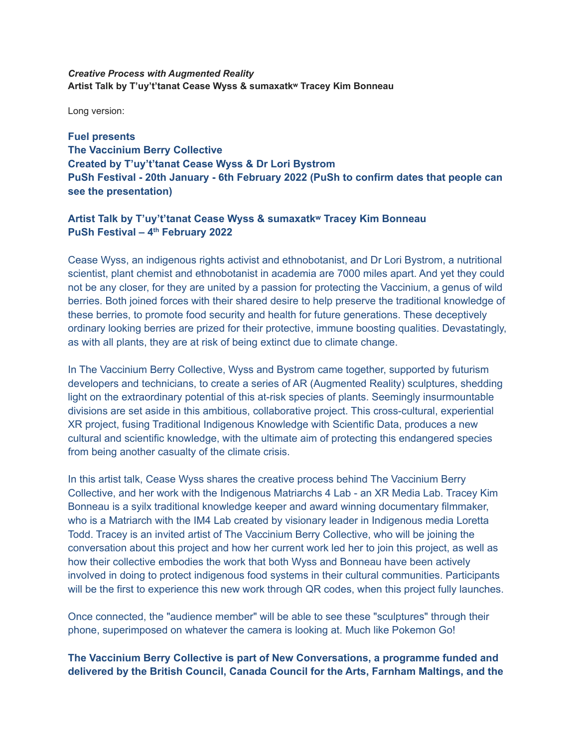***Creative Process with Augmented Reality***
**Artist Talk by T'uy't'tanat Cease Wyss & sumaxatkʷ Tracey Kim Bonneau**

Long version:

**Fuel presents**
**The Vaccinium Berry Collective**
**Created by T'uy't'tanat Cease Wyss & Dr Lori Bystrom**
**PuSh Festival - 20th January - 6th February 2022 (PuSh to confirm dates that people can see the presentation)**

**Artist Talk by T'uy't'tanat Cease Wyss & sumaxatkʷ Tracey Kim Bonneau**
**PuSh Festival – 4th February 2022**

Cease Wyss, an indigenous rights activist and ethnobotanist, and Dr Lori Bystrom, a nutritional scientist, plant chemist and ethnobotanist in academia are 7000 miles apart. And yet they could not be any closer, for they are united by a passion for protecting the Vaccinium, a genus of wild berries. Both joined forces with their shared desire to help preserve the traditional knowledge of these berries, to promote food security and health for future generations. These deceptively ordinary looking berries are prized for their protective, immune boosting qualities. Devastatingly, as with all plants, they are at risk of being extinct due to climate change.

In The Vaccinium Berry Collective, Wyss and Bystrom came together, supported by futurism developers and technicians, to create a series of AR (Augmented Reality) sculptures, shedding light on the extraordinary potential of this at-risk species of plants. Seemingly insurmountable divisions are set aside in this ambitious, collaborative project. This cross-cultural, experiential XR project, fusing Traditional Indigenous Knowledge with Scientific Data, produces a new cultural and scientific knowledge, with the ultimate aim of protecting this endangered species from being another casualty of the climate crisis.

In this artist talk, Cease Wyss shares the creative process behind The Vaccinium Berry Collective, and her work with the Indigenous Matriarchs 4 Lab - an XR Media Lab. Tracey Kim Bonneau is a syilx traditional knowledge keeper and award winning documentary filmmaker, who is a Matriarch with the IM4 Lab created by visionary leader in Indigenous media Loretta Todd. Tracey is an invited artist of The Vaccinium Berry Collective, who will be joining the conversation about this project and how her current work led her to join this project, as well as how their collective embodies the work that both Wyss and Bonneau have been actively involved in doing to protect indigenous food systems in their cultural communities. Participants will be the first to experience this new work through QR codes, when this project fully launches.

Once connected, the "audience member" will be able to see these "sculptures" through their phone, superimposed on whatever the camera is looking at. Much like Pokemon Go!

**The Vaccinium Berry Collective is part of New Conversations, a programme funded and delivered by the British Council, Canada Council for the Arts, Farnham Maltings, and the**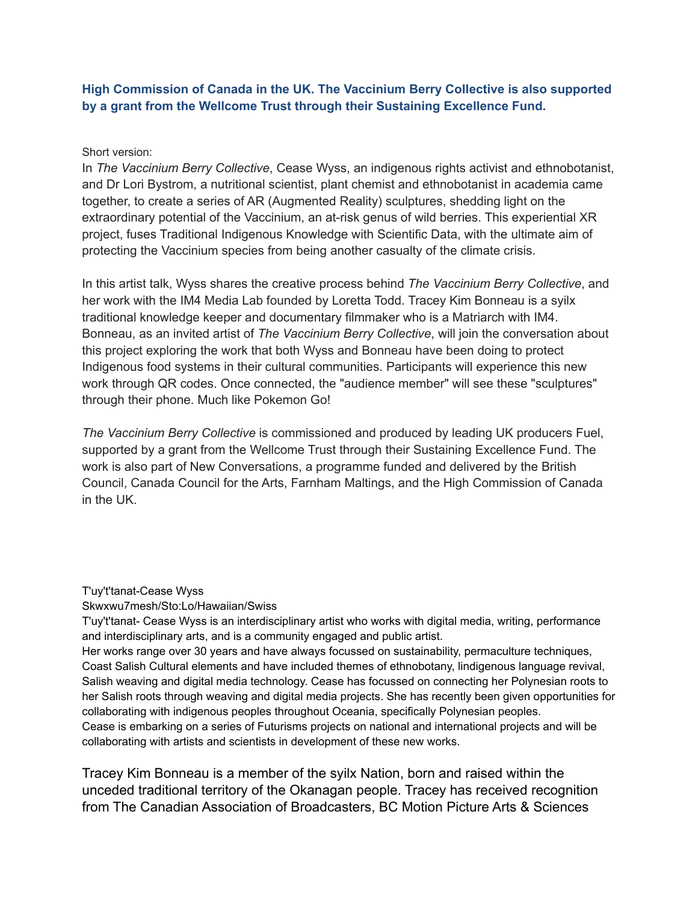**High Commission of Canada in the UK. The Vaccinium Berry Collective is also supported by a grant from the Wellcome Trust through their Sustaining Excellence Fund.**

Short version:

In *The Vaccinium Berry Collective*, Cease Wyss, an indigenous rights activist and ethnobotanist, and Dr Lori Bystrom, a nutritional scientist, plant chemist and ethnobotanist in academia came together, to create a series of AR (Augmented Reality) sculptures, shedding light on the extraordinary potential of the Vaccinium, an at-risk genus of wild berries. This experiential XR project, fuses Traditional Indigenous Knowledge with Scientific Data, with the ultimate aim of protecting the Vaccinium species from being another casualty of the climate crisis.

In this artist talk, Wyss shares the creative process behind *The Vaccinium Berry Collective*, and her work with the IM4 Media Lab founded by Loretta Todd. Tracey Kim Bonneau is a syilx traditional knowledge keeper and documentary filmmaker who is a Matriarch with IM4. Bonneau, as an invited artist of *The Vaccinium Berry Collective*, will join the conversation about this project exploring the work that both Wyss and Bonneau have been doing to protect Indigenous food systems in their cultural communities. Participants will experience this new work through QR codes. Once connected, the "audience member" will see these "sculptures" through their phone. Much like Pokemon Go!

*The Vaccinium Berry Collective* is commissioned and produced by leading UK producers Fuel, supported by a grant from the Wellcome Trust through their Sustaining Excellence Fund. The work is also part of New Conversations, a programme funded and delivered by the British Council, Canada Council for the Arts, Farnham Maltings, and the High Commission of Canada in the UK.

T'uy't'tanat-Cease Wyss
Skwxwu7mesh/Sto:Lo/Hawaiian/Swiss
T'uy't'tanat- Cease Wyss is an interdisciplinary artist who works with digital media, writing, performance and interdisciplinary arts, and is a community engaged and public artist.
Her works range over 30 years and have always focussed on sustainability, permaculture techniques, Coast Salish Cultural elements and have included themes of ethnobotany, lindigenous language revival, Salish weaving and digital media technology. Cease has focussed on connecting her Polynesian roots to her Salish roots through weaving and digital media projects. She has recently been given opportunities for collaborating with indigenous peoples throughout Oceania, specifically Polynesian peoples.
Cease is embarking on a series of Futurisms projects on national and international projects and will be collaborating with artists and scientists in development of these new works.

Tracey Kim Bonneau is a member of the syilx Nation, born and raised within the unceded traditional territory of the Okanagan people. Tracey has received recognition from The Canadian Association of Broadcasters, BC Motion Picture Arts & Sciences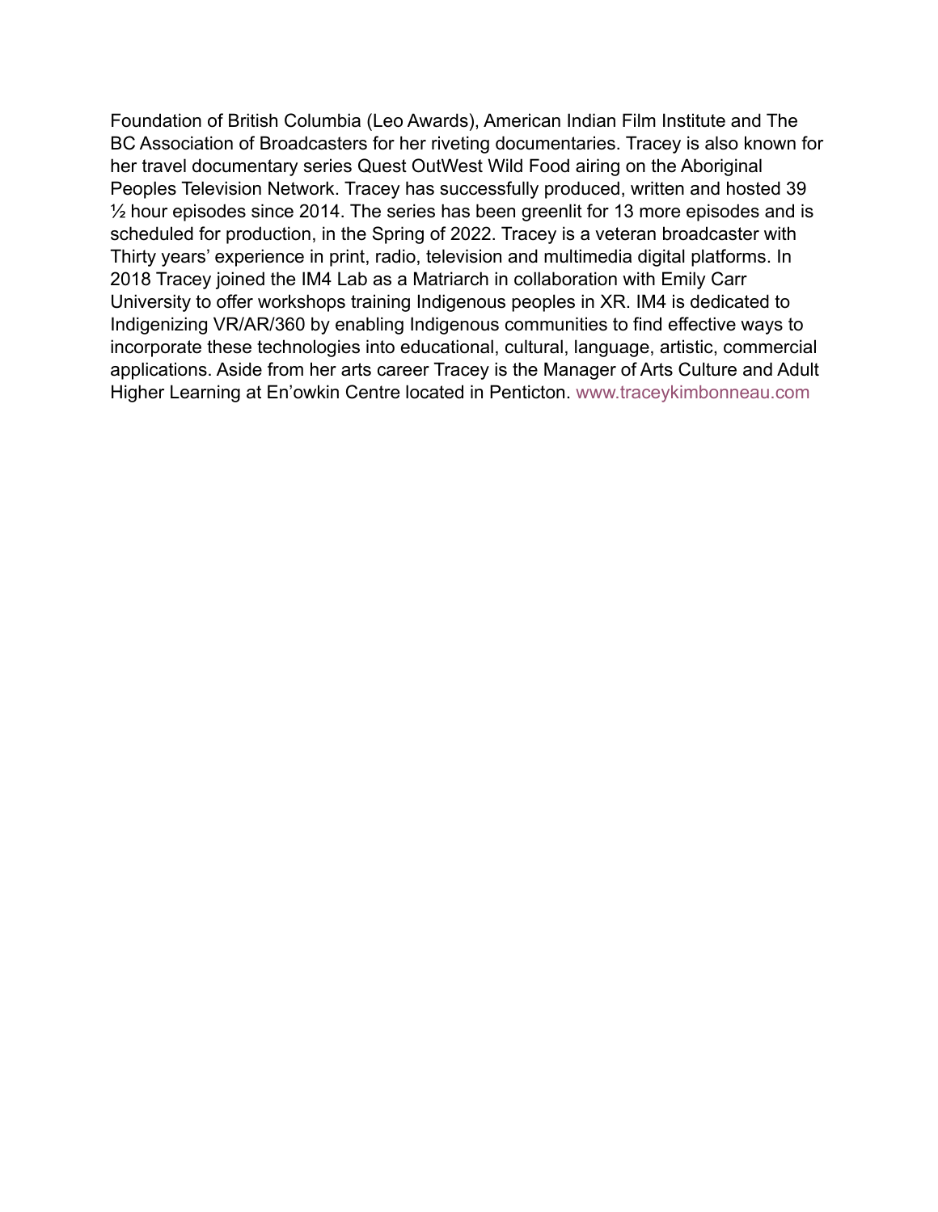Foundation of British Columbia (Leo Awards), American Indian Film Institute and The BC Association of Broadcasters for her riveting documentaries. Tracey is also known for her travel documentary series Quest OutWest Wild Food airing on the Aboriginal Peoples Television Network. Tracey has successfully produced, written and hosted 39 ½ hour episodes since 2014. The series has been greenlit for 13 more episodes and is scheduled for production, in the Spring of 2022. Tracey is a veteran broadcaster with Thirty years' experience in print, radio, television and multimedia digital platforms. In 2018 Tracey joined the IM4 Lab as a Matriarch in collaboration with Emily Carr University to offer workshops training Indigenous peoples in XR. IM4 is dedicated to Indigenizing VR/AR/360 by enabling Indigenous communities to find effective ways to incorporate these technologies into educational, cultural, language, artistic, commercial applications. Aside from her arts career Tracey is the Manager of Arts Culture and Adult Higher Learning at En'owkin Centre located in Penticton. www.traceykimbonneau.com